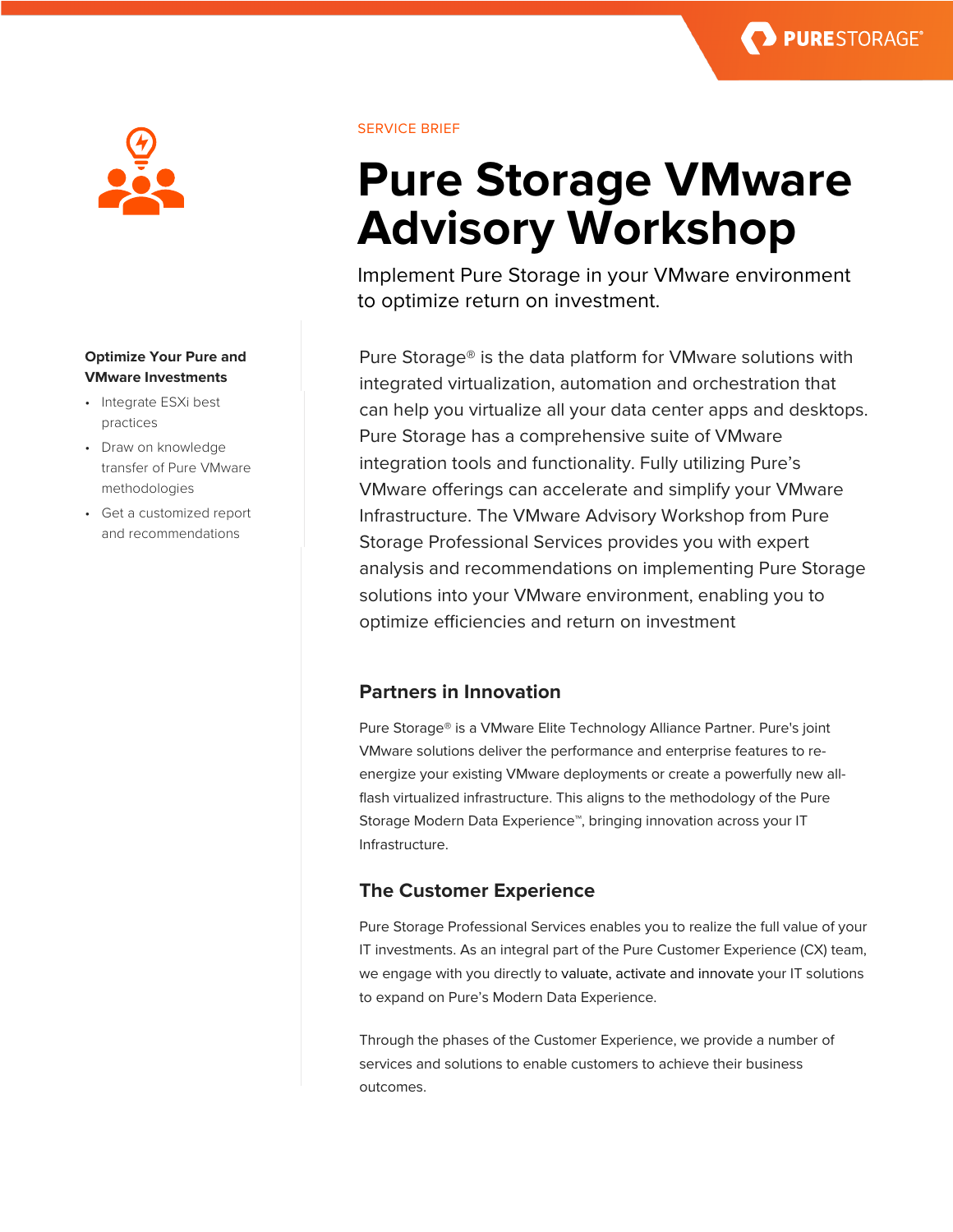SERVICE BRIEF

# Pure Storage VMware Advisory Workshop

Implement Pure Storage in your VMware environment to optimize return on investment.

**Optimize Your Pure and VMware Investments**

- Integrate ESXi best practices
- Draw on knowledge transfer of Pure VMware methodologies
- Get a customized report and recommendations

Pure Storage® is the data platform for VMware solutions with integrated virtualization, automation and orchestration that can help you virtualize all your data center apps and desktops. Pure Storage has a comprehensive suite of VMware integration tools and functionality. Fully utilizing Pure's VMware offerings can accelerate and simplify your VMware Infrastructure. The VMware Advisory Workshop from Pure Storage Professional Services provides you with expert analysis and recommendations on implementing Pure Storage solutions into your VMware environment, enabling you to optimize efficiencies and return on investment

## Partners in Innovation

Pure Storage® is a VMware Elite Technology Alliance Partner. Pure's joint VMware solutions deliver the performance and enterprise features to re-energize your existing VMware deployments or create a powerfully new all-flash virtualized infrastructure. This aligns to the methodology of the Pure Storage Modern Data Experience™, bringing innovation across your IT Infrastructure.

## The Customer Experience

Pure Storage Professional Services enables you to realize the full value of your IT investments. As an integral part of the Pure Customer Experience (CX) team, we engage with you directly to valuate, activate and innovate your IT solutions to expand on Pure's Modern Data Experience.

Through the phases of the Customer Experience, we provide a number of services and solutions to enable customers to achieve their business outcomes.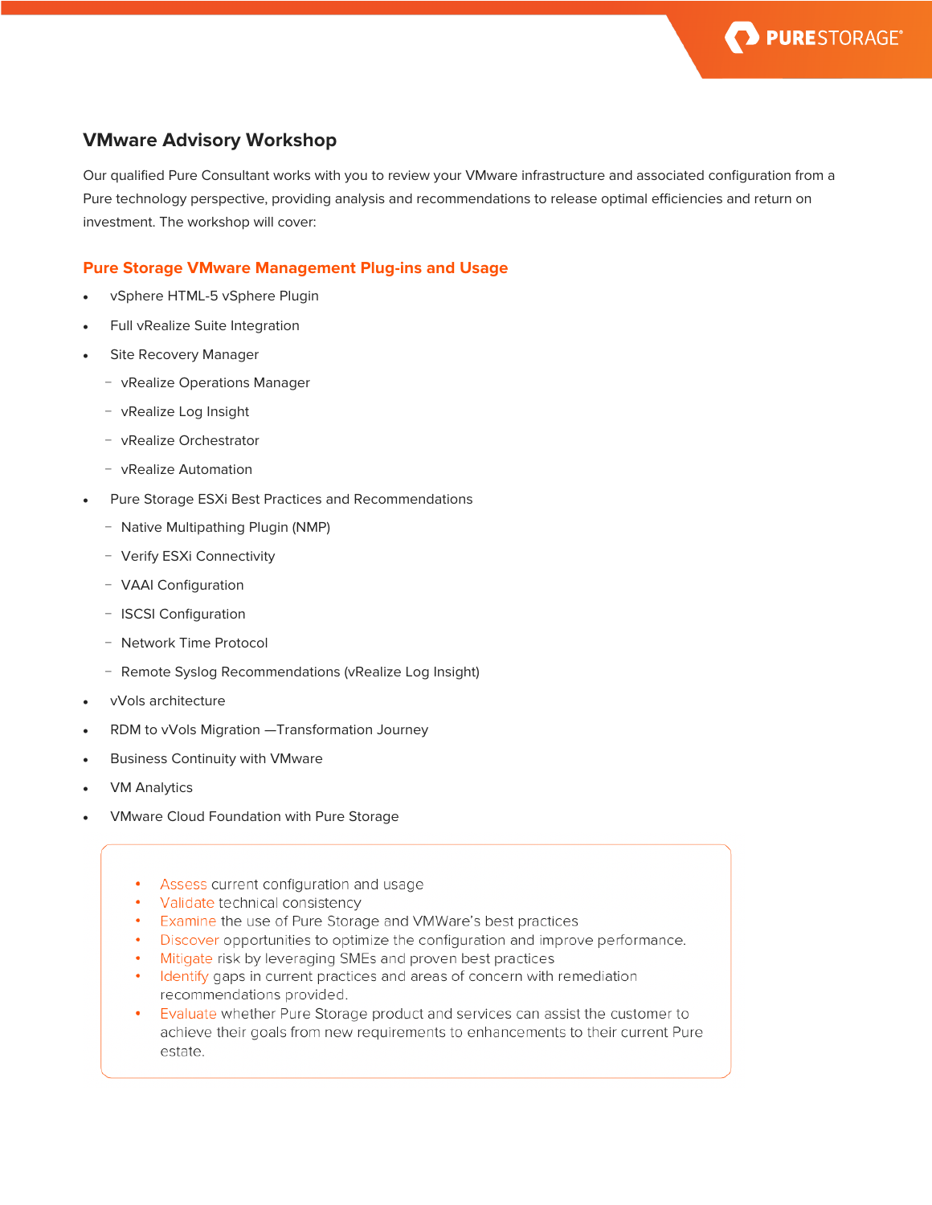## VMware Advisory Workshop

Our qualified Pure Consultant works with you to review your VMware infrastructure and associated configuration from a Pure technology perspective, providing analysis and recommendations to release optimal efficiencies and return on investment. The workshop will cover:

### Pure Storage VMware Management Plug-ins and Usage

- vSphere HTML-5 vSphere Plugin
- Full vRealize Suite Integration
- Site Recovery Manager
  - vRealize Operations Manager
  - vRealize Log Insight
  - vRealize Orchestrator
  - vRealize Automation
- Pure Storage ESXi Best Practices and Recommendations
  - Native Multipathing Plugin (NMP)
  - Verify ESXi Connectivity
  - VAAI Configuration
  - ISCSI Configuration
  - Network Time Protocol
  - Remote Syslog Recommendations (vRealize Log Insight)
- vVols architecture
- RDM to vVols Migration —Transformation Journey
- Business Continuity with VMware
- VM Analytics
- VMware Cloud Foundation with Pure Storage

- Assess current configuration and usage
- Validate technical consistency
- Examine the use of Pure Storage and VMWare's best practices
- Discover opportunities to optimize the configuration and improve performance.
- Mitigate risk by leveraging SMEs and proven best practices
- Identify gaps in current practices and areas of concern with remediation recommendations provided.
- Evaluate whether Pure Storage product and services can assist the customer to achieve their goals from new requirements to enhancements to their current Pure estate.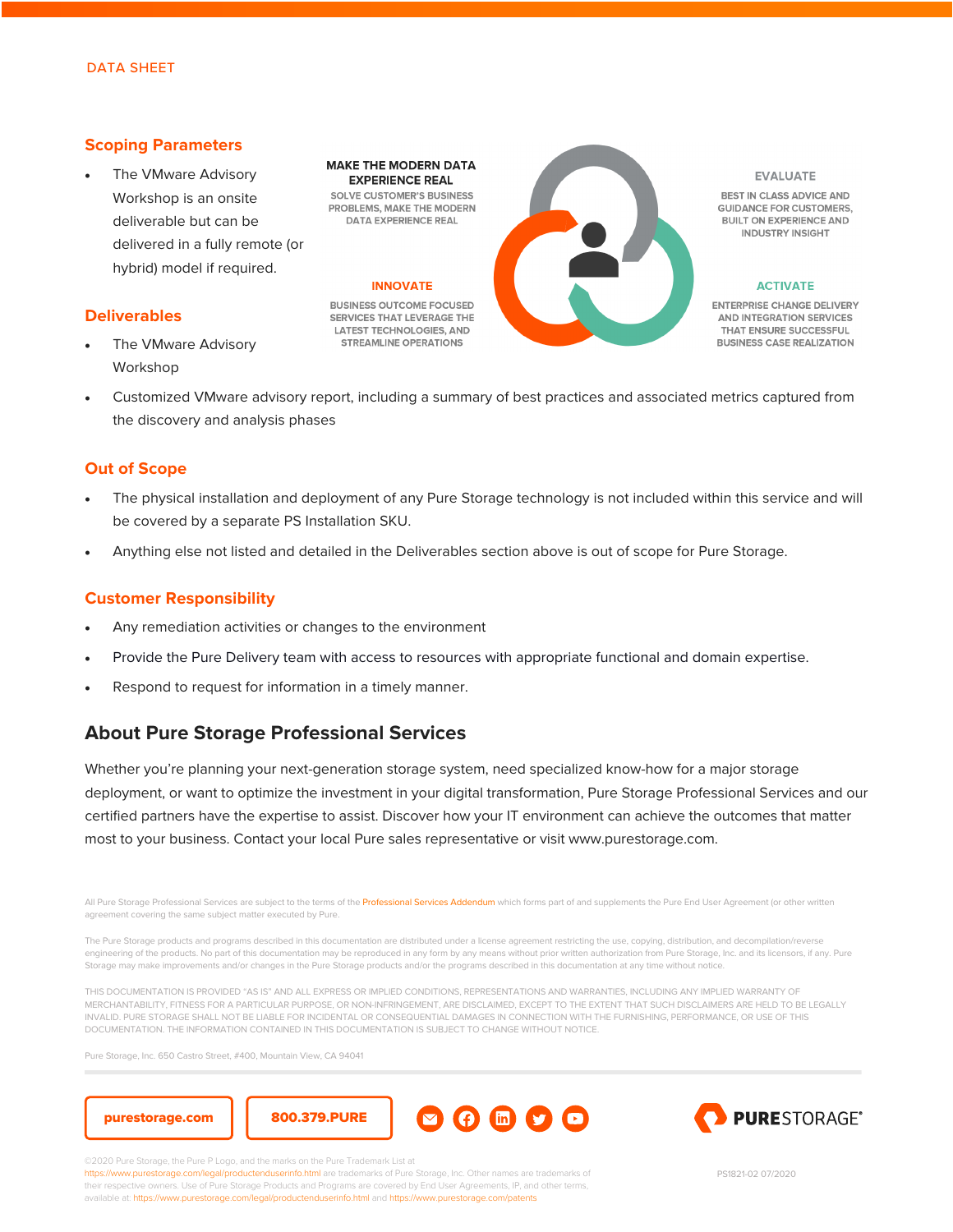DATA SHEET

## Scoping Parameters

- The VMware Advisory Workshop is an onsite deliverable but can be delivered in a fully remote (or hybrid) model if required.

MAKE THE MODERN DATA EXPERIENCE REAL

SOLVE CUSTOMER'S BUSINESS PROBLEMS, MAKE THE MODERN DATA EXPERIENCE REAL

EVALUATE

BEST IN CLASS ADVICE AND GUIDANCE FOR CUSTOMERS, BUILT ON EXPERIENCE AND INDUSTRY INSIGHT

INNOVATE

BUSINESS OUTCOME FOCUSED SERVICES THAT LEVERAGE THE LATEST TECHNOLOGIES, AND STREAMLINE OPERATIONS

ACTIVATE

ENTERPRISE CHANGE DELIVERY AND INTEGRATION SERVICES THAT ENSURE SUCCESSFUL BUSINESS CASE REALIZATION

## Deliverables

- The VMware Advisory Workshop
- Customized VMware advisory report, including a summary of best practices and associated metrics captured from the discovery and analysis phases

## Out of Scope

- The physical installation and deployment of any Pure Storage technology is not included within this service and will be covered by a separate PS Installation SKU.
- Anything else not listed and detailed in the Deliverables section above is out of scope for Pure Storage.

## Customer Responsibility

- Any remediation activities or changes to the environment
- Provide the Pure Delivery team with access to resources with appropriate functional and domain expertise.
- Respond to request for information in a timely manner.

## About Pure Storage Professional Services

Whether you're planning your next-generation storage system, need specialized know-how for a major storage deployment, or want to optimize the investment in your digital transformation, Pure Storage Professional Services and our certified partners have the expertise to assist. Discover how your IT environment can achieve the outcomes that matter most to your business. Contact your local Pure sales representative or visit www.purestorage.com.

All Pure Storage Professional Services are subject to the terms of the Professional Services Addendum which forms part of and supplements the Pure End User Agreement (or other written agreement covering the same subject matter executed by Pure.

The Pure Storage products and programs described in this documentation are distributed under a license agreement restricting the use, copying, distribution, and decompilation/reverse engineering of the products. No part of this documentation may be reproduced in any form by any means without prior written authorization from Pure Storage, Inc. and its licensors, if any. Pure Storage may make improvements and/or changes in the Pure Storage products and/or the programs described in this documentation at any time without notice.

THIS DOCUMENTATION IS PROVIDED "AS IS" AND ALL EXPRESS OR IMPLIED CONDITIONS, REPRESENTATIONS AND WARRANTIES, INCLUDING ANY IMPLIED WARRANTY OF MERCHANTABILITY, FITNESS FOR A PARTICULAR PURPOSE, OR NON-INFRINGEMENT, ARE DISCLAIMED, EXCEPT TO THE EXTENT THAT SUCH DISCLAIMERS ARE HELD TO BE LEGALLY INVALID. PURE STORAGE SHALL NOT BE LIABLE FOR INCIDENTAL OR CONSEQUENTIAL DAMAGES IN CONNECTION WITH THE FURNISHING, PERFORMANCE, OR USE OF THIS DOCUMENTATION. THE INFORMATION CONTAINED IN THIS DOCUMENTATION IS SUBJECT TO CHANGE WITHOUT NOTICE.

Pure Storage, Inc. 650 Castro Street, #400, Mountain View, CA 94041

purestorage.com | 800.379.PURE

PURESTORAGE®

©2020 Pure Storage, the Pure P Logo, and the marks on the Pure Trademark List at https://www.purestorage.com/legal/productenduserinfo.html are trademarks of Pure Storage, Inc. Other names are trademarks of their respective owners. Use of Pure Storage Products and Programs are covered by End User Agreements, IP, and other terms, available at: https://www.purestorage.com/legal/productenduserinfo.html and https://www.purestorage.com/patents

PS1821-02 07/2020